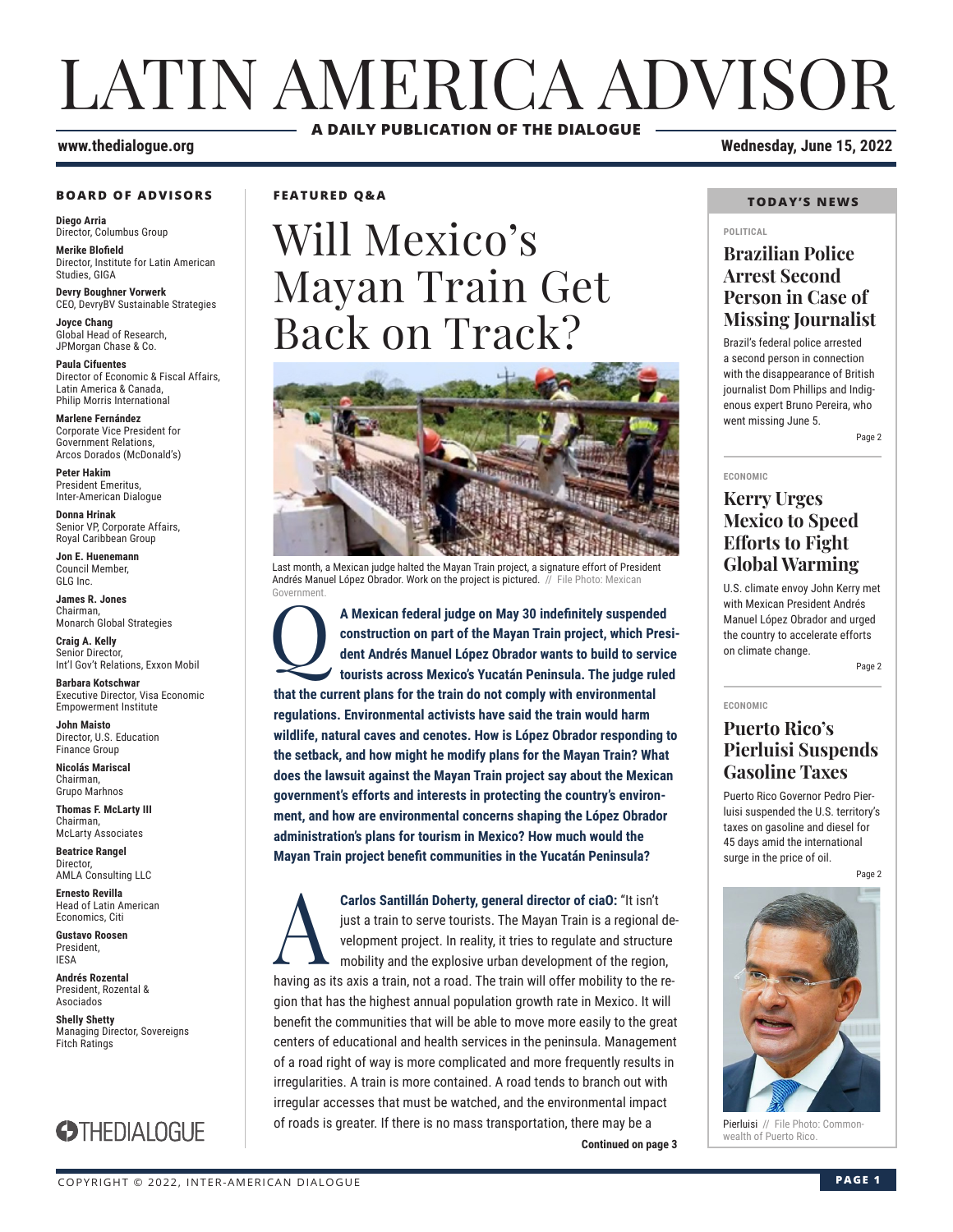# LATIN AMERICA ADVISOR

**A DAILY PUBLICATION OF THE DIALOGUE**

**www.thedialogue.org** **Wednesday, June 15, 2022**

## BOARD OF ADVISORS

**Diego Arria**
Director, Columbus Group

**Merike Blofield**
Director, Institute for Latin American Studies, GIGA

**Devry Boughner Vorwerk**
CEO, DevryBV Sustainable Strategies

**Joyce Chang**
Global Head of Research, JPMorgan Chase & Co.

**Paula Cifuentes**
Director of Economic & Fiscal Affairs, Latin America & Canada, Philip Morris International

**Marlene Fernández**
Corporate Vice President for Government Relations, Arcos Dorados (McDonald's)

**Peter Hakim**
President Emeritus, Inter-American Dialogue

**Donna Hrinak**
Senior VP, Corporate Affairs, Royal Caribbean Group

**Jon E. Huenemann**
Council Member, GLG Inc.

**James R. Jones**
Chairman, Monarch Global Strategies

**Craig A. Kelly**
Senior Director, Int'l Gov't Relations, Exxon Mobil

**Barbara Kotschwar**
Executive Director, Visa Economic Empowerment Institute

**John Maisto**
Director, U.S. Education Finance Group

**Nicolás Mariscal**
Chairman, Grupo Marhnos

**Thomas F. McLarty III**
Chairman, McLarty Associates

**Beatrice Rangel**
Director, AMLA Consulting LLC

**Ernesto Revilla**
Head of Latin American Economics, Citi

**Gustavo Roosen**
President, IESA

**Andrés Rozental**
President, Rozental & Asociados

**Shelly Shetty**
Managing Director, Sovereigns Fitch Ratings

THEDIALOGUE

**FEATURED Q&A**

# Will Mexico's Mayan Train Get Back on Track?

Last month, a Mexican judge halted the Mayan Train project, a signature effort of President Andrés Manuel López Obrador. Work on the project is pictured. // File Photo: Mexican Government.

**Q: A Mexican federal judge on May 30 indefinitely suspended construction on part of the Mayan Train project, which President Andrés Manuel López Obrador wants to build to service tourists across Mexico's Yucatán Peninsula. The judge ruled that the current plans for the train do not comply with environmental regulations. Environmental activists have said the train would harm wildlife, natural caves and cenotes. How is López Obrador responding to the setback, and how might he modify plans for the Mayan Train? What does the lawsuit against the Mayan Train project say about the Mexican government's efforts and interests in protecting the country's environment, and how are environmental concerns shaping the López Obrador administration's plans for tourism in Mexico? How much would the Mayan Train project benefit communities in the Yucatán Peninsula?**

**A: Carlos Santillán Doherty, general director of ciaO:** "It isn't just a train to serve tourists. The Mayan Train is a regional development project. In reality, it tries to regulate and structure mobility and the explosive urban development of the region, having as its axis a train, not a road. The train will offer mobility to the region that has the highest annual population growth rate in Mexico. It will benefit the communities that will be able to move more easily to the great centers of educational and health services in the peninsula. Management of a road right of way is more complicated and more frequently results in irregularities. A train is more contained. A road tends to branch out with irregular accesses that must be watched, and the environmental impact of roads is greater. If there is no mass transportation, there may be a

**Continued on page 3**

## TODAY'S NEWS

POLITICAL

### Brazilian Police Arrest Second Person in Case of Missing Journalist

Brazil's federal police arrested a second person in connection with the disappearance of British journalist Dom Phillips and Indigenous expert Bruno Pereira, who went missing June 5.

Page 2

ECONOMIC

### Kerry Urges Mexico to Speed Efforts to Fight Global Warming

U.S. climate envoy John Kerry met with Mexican President Andrés Manuel López Obrador and urged the country to accelerate efforts on climate change.

Page 2

ECONOMIC

### Puerto Rico's Pierluisi Suspends Gasoline Taxes

Puerto Rico Governor Pedro Pierluisi suspended the U.S. territory's taxes on gasoline and diesel for 45 days amid the international surge in the price of oil.

Page 2

Pierluisi // File Photo: Commonwealth of Puerto Rico.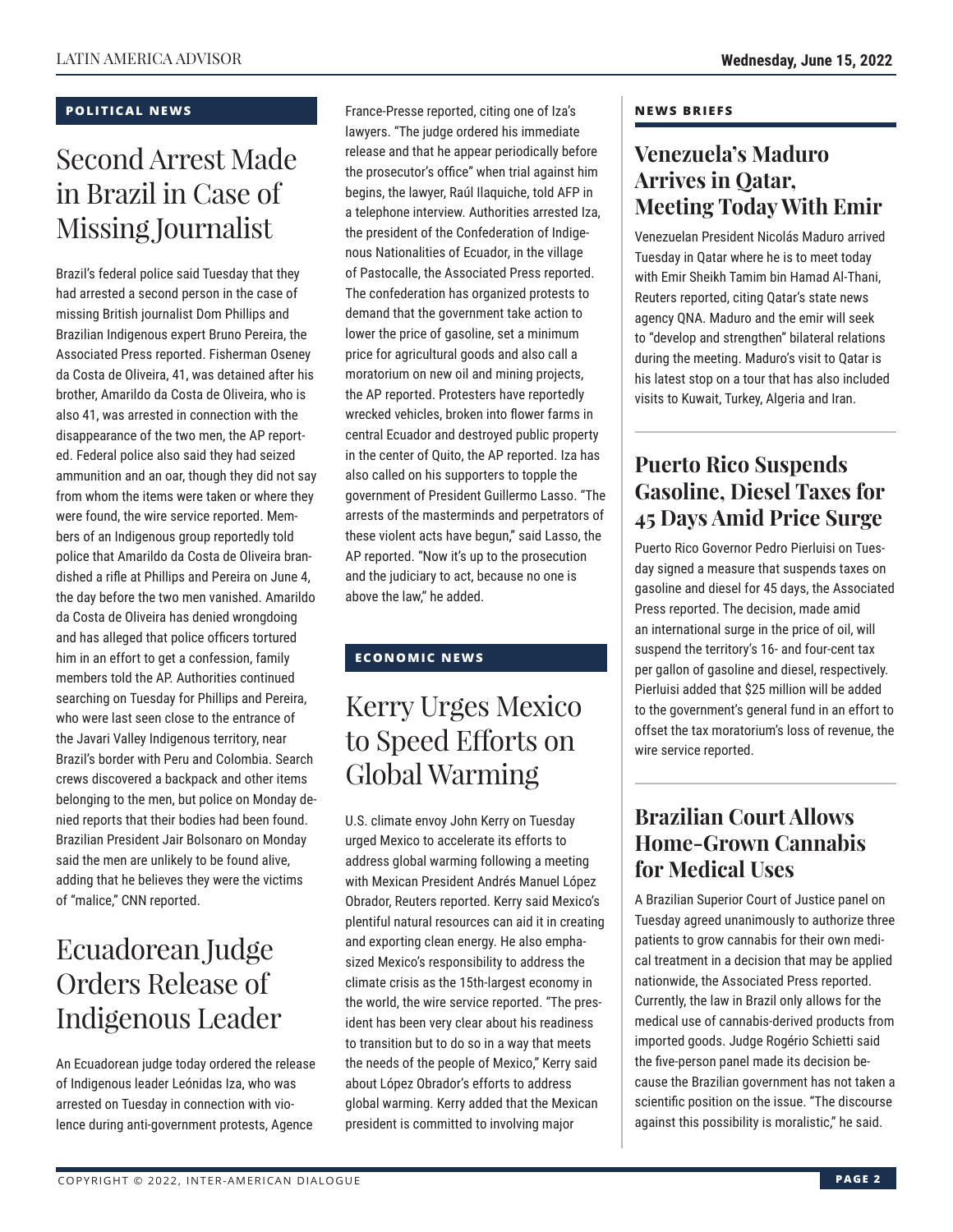## POLITICAL NEWS

# Second Arrest Made in Brazil in Case of Missing Journalist

Brazil's federal police said Tuesday that they had arrested a second person in the case of missing British journalist Dom Phillips and Brazilian Indigenous expert Bruno Pereira, the Associated Press reported. Fisherman Oseney da Costa de Oliveira, 41, was detained after his brother, Amarildo da Costa de Oliveira, who is also 41, was arrested in connection with the disappearance of the two men, the AP reported. Federal police also said they had seized ammunition and an oar, though they did not say from whom the items were taken or where they were found, the wire service reported. Members of an Indigenous group reportedly told police that Amarildo da Costa de Oliveira brandished a rifle at Phillips and Pereira on June 4, the day before the two men vanished. Amarildo da Costa de Oliveira has denied wrongdoing and has alleged that police officers tortured him in an effort to get a confession, family members told the AP. Authorities continued searching on Tuesday for Phillips and Pereira, who were last seen close to the entrance of the Javari Valley Indigenous territory, near Brazil's border with Peru and Colombia. Search crews discovered a backpack and other items belonging to the men, but police on Monday denied reports that their bodies had been found. Brazilian President Jair Bolsonaro on Monday said the men are unlikely to be found alive, adding that he believes they were the victims of "malice," CNN reported.

# Ecuadorean Judge Orders Release of Indigenous Leader

An Ecuadorean judge today ordered the release of Indigenous leader Leónidas Iza, who was arrested on Tuesday in connection with violence during anti-government protests, Agence France-Presse reported, citing one of Iza's lawyers. "The judge ordered his immediate release and that he appear periodically before the prosecutor's office" when trial against him begins, the lawyer, Raúl Ilaquiche, told AFP in a telephone interview. Authorities arrested Iza, the president of the Confederation of Indigenous Nationalities of Ecuador, in the village of Pastocalle, the Associated Press reported. The confederation has organized protests to demand that the government take action to lower the price of gasoline, set a minimum price for agricultural goods and also call a moratorium on new oil and mining projects, the AP reported. Protesters have reportedly wrecked vehicles, broken into flower farms in central Ecuador and destroyed public property in the center of Quito, the AP reported. Iza has also called on his supporters to topple the government of President Guillermo Lasso. "The arrests of the masterminds and perpetrators of these violent acts have begun," said Lasso, the AP reported. "Now it's up to the prosecution and the judiciary to act, because no one is above the law," he added.

## ECONOMIC NEWS

# Kerry Urges Mexico to Speed Efforts on Global Warming

U.S. climate envoy John Kerry on Tuesday urged Mexico to accelerate its efforts to address global warming following a meeting with Mexican President Andrés Manuel López Obrador, Reuters reported. Kerry said Mexico's plentiful natural resources can aid it in creating and exporting clean energy. He also emphasized Mexico's responsibility to address the climate crisis as the 15th-largest economy in the world, the wire service reported. "The president has been very clear about his readiness to transition but to do so in a way that meets the needs of the people of Mexico," Kerry said about López Obrador's efforts to address global warming. Kerry added that the Mexican president is committed to involving major

## NEWS BRIEFS

### Venezuela's Maduro Arrives in Qatar, Meeting Today With Emir

Venezuelan President Nicolás Maduro arrived Tuesday in Qatar where he is to meet today with Emir Sheikh Tamim bin Hamad Al-Thani, Reuters reported, citing Qatar's state news agency QNA. Maduro and the emir will seek to "develop and strengthen" bilateral relations during the meeting. Maduro's visit to Qatar is his latest stop on a tour that has also included visits to Kuwait, Turkey, Algeria and Iran.

### Puerto Rico Suspends Gasoline, Diesel Taxes for 45 Days Amid Price Surge

Puerto Rico Governor Pedro Pierluisi on Tuesday signed a measure that suspends taxes on gasoline and diesel for 45 days, the Associated Press reported. The decision, made amid an international surge in the price of oil, will suspend the territory's 16- and four-cent tax per gallon of gasoline and diesel, respectively. Pierluisi added that $25 million will be added to the government's general fund in an effort to offset the tax moratorium's loss of revenue, the wire service reported.

### Brazilian Court Allows Home-Grown Cannabis for Medical Uses

A Brazilian Superior Court of Justice panel on Tuesday agreed unanimously to authorize three patients to grow cannabis for their own medical treatment in a decision that may be applied nationwide, the Associated Press reported. Currently, the law in Brazil only allows for the medical use of cannabis-derived products from imported goods. Judge Rogério Schietti said the five-person panel made its decision because the Brazilian government has not taken a scientific position on the issue. "The discourse against this possibility is moralistic," he said.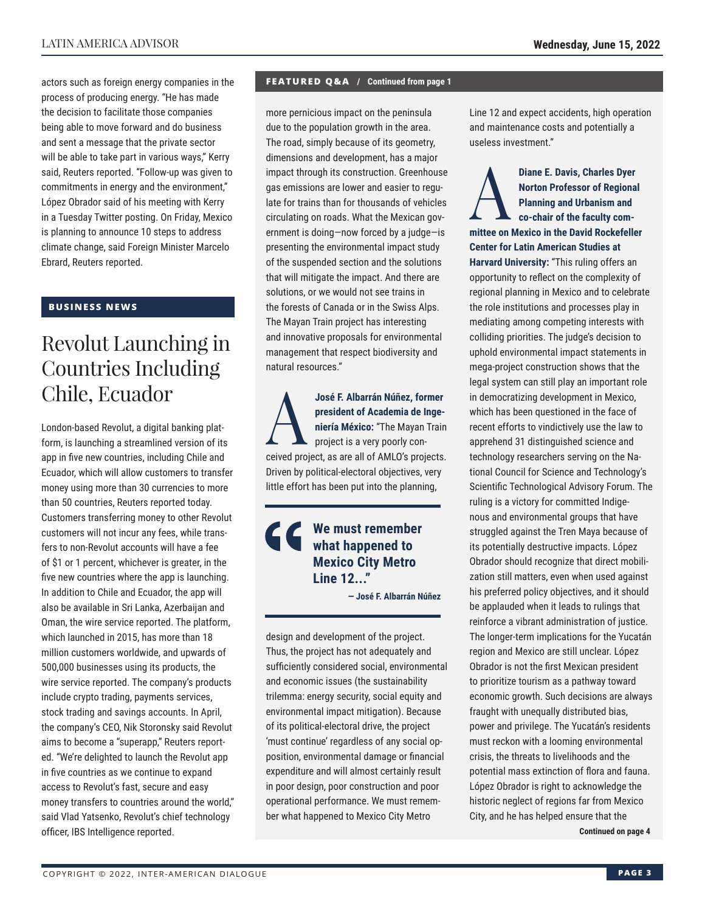actors such as foreign energy companies in the process of producing energy. "He has made the decision to facilitate those companies being able to move forward and do business and sent a message that the private sector will be able to take part in various ways," Kerry said, Reuters reported. "Follow-up was given to commitments in energy and the environment," López Obrador said of his meeting with Kerry in a Tuesday Twitter posting. On Friday, Mexico is planning to announce 10 steps to address climate change, said Foreign Minister Marcelo Ebrard, Reuters reported.

**BUSINESS NEWS**

## Revolut Launching in Countries Including Chile, Ecuador

London-based Revolut, a digital banking platform, is launching a streamlined version of its app in five new countries, including Chile and Ecuador, which will allow customers to transfer money using more than 30 currencies to more than 50 countries, Reuters reported today. Customers transferring money to other Revolut customers will not incur any fees, while transfers to non-Revolut accounts will have a fee of $1 or 1 percent, whichever is greater, in the five new countries where the app is launching. In addition to Chile and Ecuador, the app will also be available in Sri Lanka, Azerbaijan and Oman, the wire service reported. The platform, which launched in 2015, has more than 18 million customers worldwide, and upwards of 500,000 businesses using its products, the wire service reported. The company's products include crypto trading, payments services, stock trading and savings accounts. In April, the company's CEO, Nik Storonsky said Revolut aims to become a "superapp," Reuters reported. "We're delighted to launch the Revolut app in five countries as we continue to expand access to Revolut's fast, secure and easy money transfers to countries around the world," said Vlad Yatsenko, Revolut's chief technology officer, IBS Intelligence reported.

**FEATURED Q&A / Continued from page 1**

more pernicious impact on the peninsula due to the population growth in the area. The road, simply because of its geometry, dimensions and development, has a major impact through its construction. Greenhouse gas emissions are lower and easier to regulate for trains than for thousands of vehicles circulating on roads. What the Mexican government is doing—now forced by a judge—is presenting the environmental impact study of the suspended section and the solutions that will mitigate the impact. And there are solutions, or we would not see trains in the forests of Canada or in the Swiss Alps. The Mayan Train project has interesting and innovative proposals for environmental management that respect biodiversity and natural resources."

**A** **José F. Albarrán Núñez, former president of Academia de Ingeniería México:** "The Mayan Train project is a very poorly conceived project, as are all of AMLO's projects. Driven by political-electoral objectives, very little effort has been put into the planning, design and development of the project. Thus, the project has not adequately and sufficiently considered social, environmental and economic issues (the sustainability trilemma: energy security, social equity and environmental impact mitigation). Because of its political-electoral drive, the project 'must continue' regardless of any social opposition, environmental damage or financial expenditure and will almost certainly result in poor design, poor construction and poor operational performance. We must remember what happened to Mexico City Metro Line 12 and expect accidents, high operation and maintenance costs and potentially a useless investment."

> **We must remember what happened to Mexico City Metro Line 12..."**
>
> **— José F. Albarrán Núñez**

**A** **Diane E. Davis, Charles Dyer Norton Professor of Regional Planning and Urbanism and co-chair of the faculty committee on Mexico in the David Rockefeller Center for Latin American Studies at Harvard University:** "This ruling offers an opportunity to reflect on the complexity of regional planning in Mexico and to celebrate the role institutions and processes play in mediating among competing interests with colliding priorities. The judge's decision to uphold environmental impact statements in mega-project construction shows that the legal system can still play an important role in democratizing development in Mexico, which has been questioned in the face of recent efforts to vindictively use the law to apprehend 31 distinguished science and technology researchers serving on the National Council for Science and Technology's Scientific Technological Advisory Forum. The ruling is a victory for committed Indigenous and environmental groups that have struggled against the Tren Maya because of its potentially destructive impacts. López Obrador should recognize that direct mobilization still matters, even when used against his preferred policy objectives, and it should be applauded when it leads to rulings that reinforce a vibrant administration of justice. The longer-term implications for the Yucatán region and Mexico are still unclear. López Obrador is not the first Mexican president to prioritize tourism as a pathway toward economic growth. Such decisions are always fraught with unequally distributed bias, power and privilege. The Yucatán's residents must reckon with a looming environmental crisis, the threats to livelihoods and the potential mass extinction of flora and fauna. López Obrador is right to acknowledge the historic neglect of regions far from Mexico City, and he has helped ensure that the

**Continued on page 4**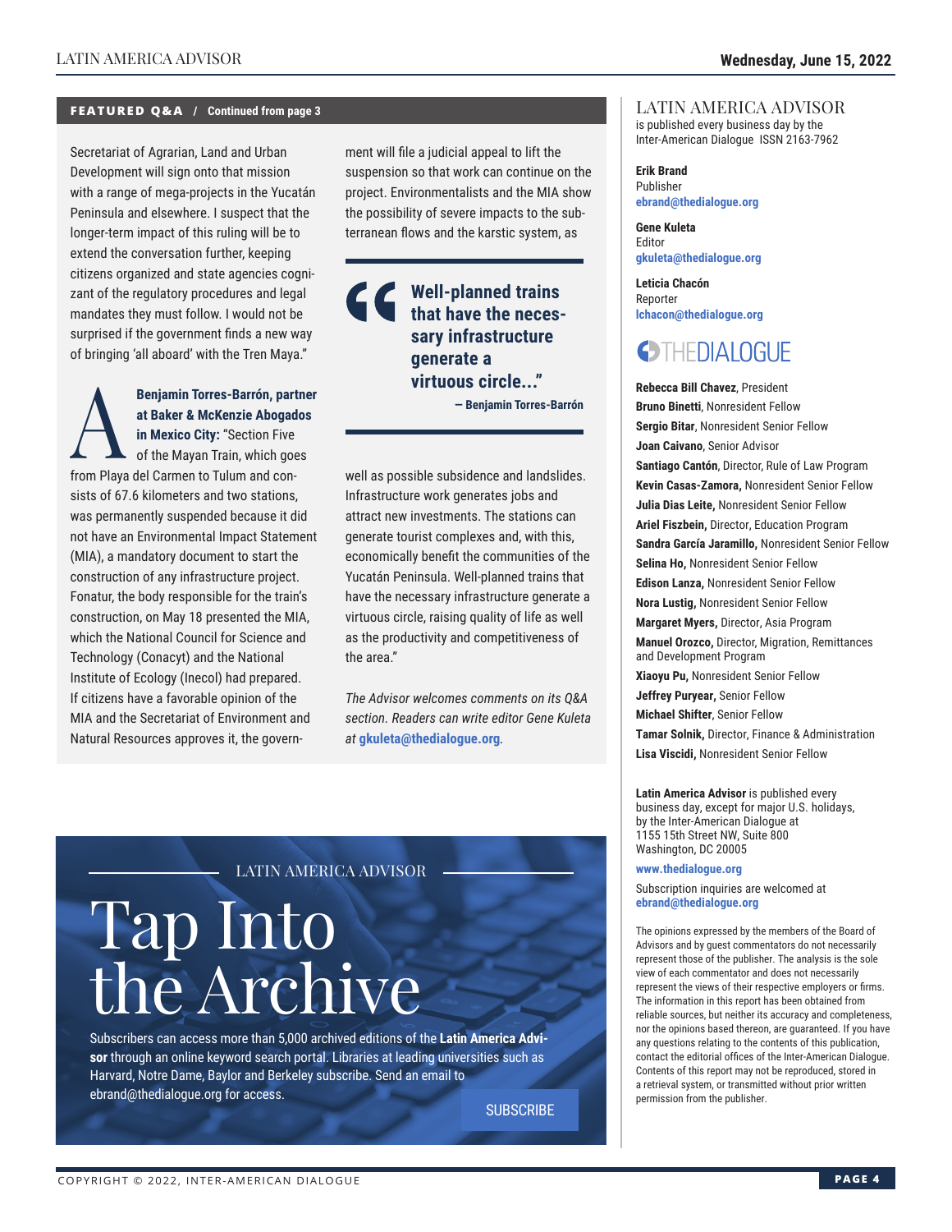**FEATURED Q&A / Continued from page 3**

Secretariat of Agrarian, Land and Urban Development will sign onto that mission with a range of mega-projects in the Yucatán Peninsula and elsewhere. I suspect that the longer-term impact of this ruling will be to extend the conversation further, keeping citizens organized and state agencies cognizant of the regulatory procedures and legal mandates they must follow. I would not be surprised if the government finds a new way of bringing 'all aboard' with the Tren Maya."

**A** **Benjamin Torres-Barrón, partner at Baker & McKenzie Abogados in Mexico City:** "Section Five of the Mayan Train, which goes from Playa del Carmen to Tulum and consists of 67.6 kilometers and two stations, was permanently suspended because it did not have an Environmental Impact Statement (MIA), a mandatory document to start the construction of any infrastructure project. Fonatur, the body responsible for the train's construction, on May 18 presented the MIA, which the National Council for Science and Technology (Conacyt) and the National Institute of Ecology (Inecol) had prepared. If citizens have a favorable opinion of the MIA and the Secretariat of Environment and Natural Resources approves it, the government will file a judicial appeal to lift the suspension so that work can continue on the project. Environmentalists and the MIA show the possibility of severe impacts to the subterranean flows and the karstic system, as well as possible subsidence and landslides. Infrastructure work generates jobs and attract new investments. The stations can generate tourist complexes and, with this, economically benefit the communities of the Yucatán Peninsula. Well-planned trains that have the necessary infrastructure generate a virtuous circle, raising quality of life as well as the productivity and competitiveness of the area."

> **"Well-planned trains that have the necessary infrastructure generate a virtuous circle..."**
> **— Benjamin Torres-Barrón**

*The Advisor welcomes comments on its Q&A section. Readers can write editor Gene Kuleta at* **gkuleta@thedialogue.org**.

---

LATIN AMERICA ADVISOR

# Tap Into the Archive

Subscribers can access more than 5,000 archived editions of the **Latin America Advisor** through an online keyword search portal. Libraries at leading universities such as Harvard, Notre Dame, Baylor and Berkeley subscribe. Send an email to ebrand@thedialogue.org for access.

SUBSCRIBE

---

LATIN AMERICA ADVISOR
is published every business day by the Inter-American Dialogue ISSN 2163-7962

**Erik Brand**
Publisher
**ebrand@thedialogue.org**

**Gene Kuleta**
Editor
**gkuleta@thedialogue.org**

**Leticia Chacón**
Reporter
**lchacon@thedialogue.org**

THEDIALOGUE

**Rebecca Bill Chavez**, President
**Bruno Binetti**, Nonresident Fellow
**Sergio Bitar**, Nonresident Senior Fellow
**Joan Caivano**, Senior Advisor
**Santiago Cantón**, Director, Rule of Law Program
**Kevin Casas-Zamora,** Nonresident Senior Fellow
**Julia Dias Leite,** Nonresident Senior Fellow
**Ariel Fiszbein,** Director, Education Program
**Sandra García Jaramillo,** Nonresident Senior Fellow
**Selina Ho,** Nonresident Senior Fellow
**Edison Lanza,** Nonresident Senior Fellow
**Nora Lustig,** Nonresident Senior Fellow
**Margaret Myers,** Director, Asia Program
**Manuel Orozco,** Director, Migration, Remittances and Development Program
**Xiaoyu Pu,** Nonresident Senior Fellow
**Jeffrey Puryear,** Senior Fellow
**Michael Shifter**, Senior Fellow
**Tamar Solnik,** Director, Finance & Administration
**Lisa Viscidi,** Nonresident Senior Fellow

**Latin America Advisor** is published every business day, except for major U.S. holidays, by the Inter-American Dialogue at 1155 15th Street NW, Suite 800 Washington, DC 20005

**www.thedialogue.org**

Subscription inquiries are welcomed at
**ebrand@thedialogue.org**

The opinions expressed by the members of the Board of Advisors and by guest commentators do not necessarily represent those of the publisher. The analysis is the sole view of each commentator and does not necessarily represent the views of their respective employers or firms. The information in this report has been obtained from reliable sources, but neither its accuracy and completeness, nor the opinions based thereon, are guaranteed. If you have any questions relating to the contents of this publication, contact the editorial offices of the Inter-American Dialogue. Contents of this report may not be reproduced, stored in a retrieval system, or transmitted without prior written permission from the publisher.

COPYRIGHT © 2022, INTER-AMERICAN DIALOGUE